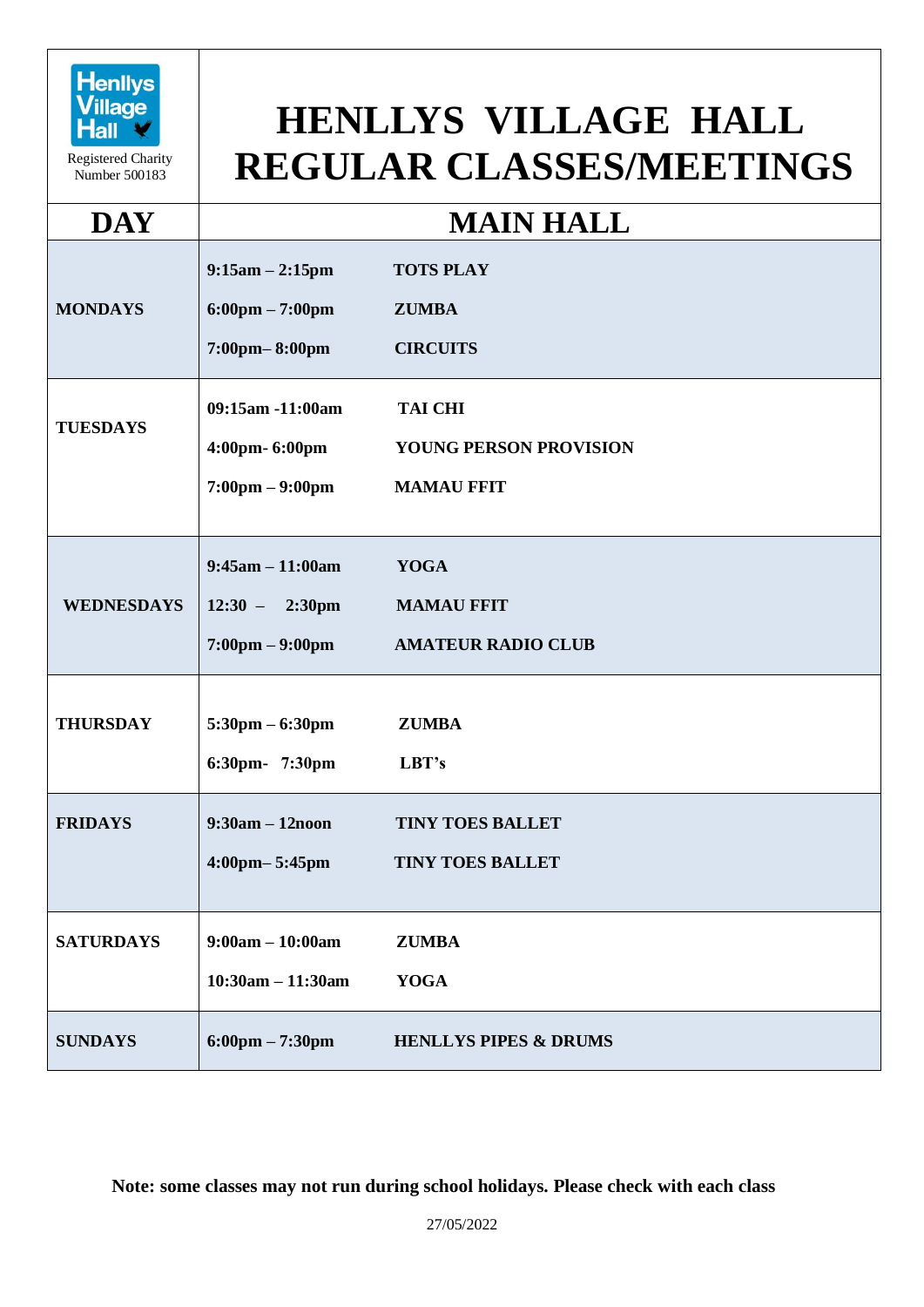Henllys Village Hall

Registered Charity Number 500183

# HENLLYS VILLAGE HALL REGULAR CLASSES/MEETINGS

| DAY | MAIN HALL | |
|---|---|---|
| **MONDAYS** | **9:15am – 2:15pm** | **TOTS PLAY** |
| | **6:00pm – 7:00pm** | **ZUMBA** |
| | **7:00pm– 8:00pm** | **CIRCUITS** |
| **TUESDAYS** | **09:15am -11:00am** | **TAI CHI** |
| | **4:00pm- 6:00pm** | **YOUNG PERSON PROVISION** |
| | **7:00pm – 9:00pm** | **MAMAU FFIT** |
| **WEDNESDAYS** | **9:45am – 11:00am** | **YOGA** |
| | **12:30 – 2:30pm** | **MAMAU FFIT** |
| | **7:00pm – 9:00pm** | **AMATEUR RADIO CLUB** |
| **THURSDAY** | **5:30pm – 6:30pm** | **ZUMBA** |
| | **6:30pm- 7:30pm** | **LBT's** |
| **FRIDAYS** | **9:30am – 12noon** | **TINY TOES BALLET** |
| | **4:00pm– 5:45pm** | **TINY TOES BALLET** |
| **SATURDAYS** | **9:00am – 10:00am** | **ZUMBA** |
| | **10:30am – 11:30am** | **YOGA** |
| **SUNDAYS** | **6:00pm – 7:30pm** | **HENLLYS PIPES & DRUMS** |

**Note: some classes may not run during school holidays. Please check with each class**

27/05/2022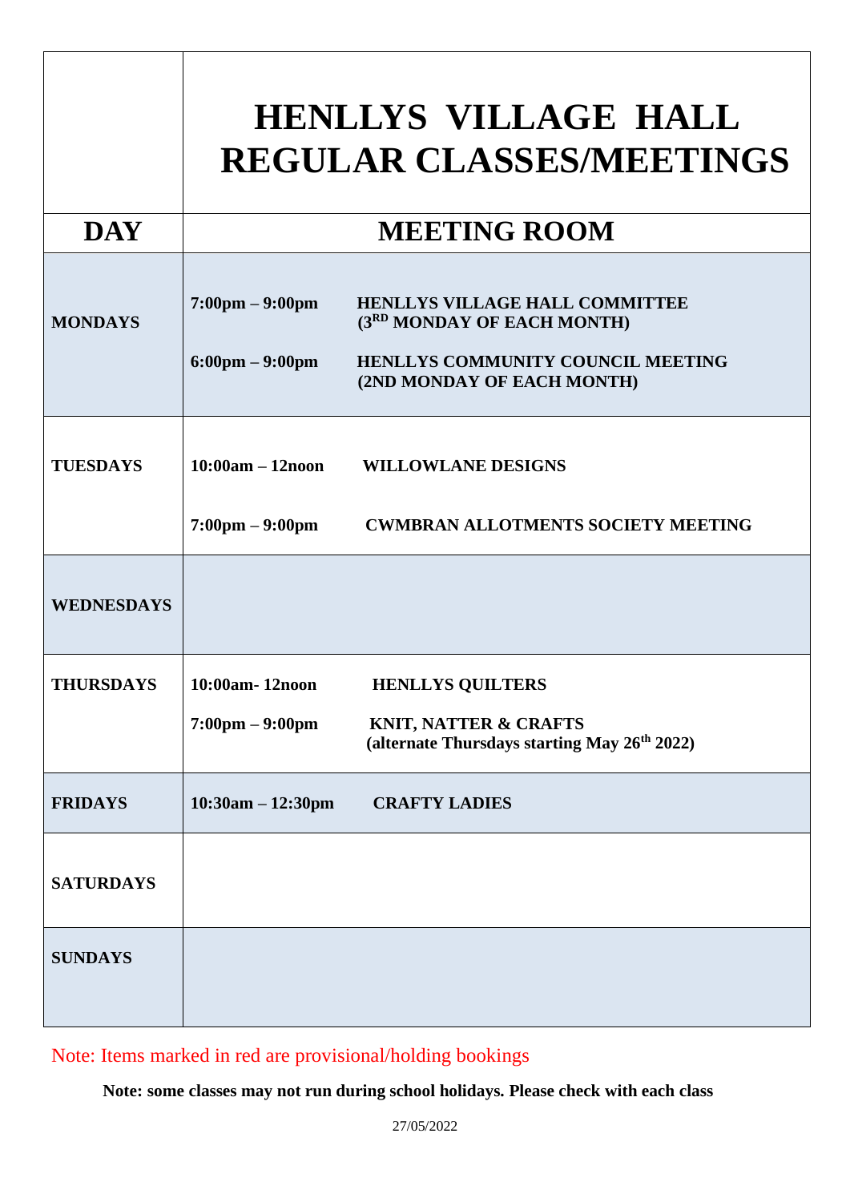| | HENLLYS VILLAGE HALL REGULAR CLASSES/MEETINGS |
|---|---|
| **DAY** | **MEETING ROOM** |
| **MONDAYS** | **7:00pm – 9:00pm** **HENLLYS VILLAGE HALL COMMITTEE (3RD MONDAY OF EACH MONTH)**<br>**6:00pm – 9:00pm** **HENLLYS COMMUNITY COUNCIL MEETING (2ND MONDAY OF EACH MONTH)** |
| **TUESDAYS** | **10:00am – 12noon** **WILLOWLANE DESIGNS**<br>**7:00pm – 9:00pm** **CWMBRAN ALLOTMENTS SOCIETY MEETING** |
| **WEDNESDAYS** | |
| **THURSDAYS** | **10:00am- 12noon** **HENLLYS QUILTERS**<br>**7:00pm – 9:00pm** **KNIT, NATTER & CRAFTS (alternate Thursdays starting May 26th 2022)** |
| **FRIDAYS** | **10:30am – 12:30pm** **CRAFTY LADIES** |
| **SATURDAYS** | |
| **SUNDAYS** | |

Note: Items marked in red are provisional/holding bookings

**Note: some classes may not run during school holidays. Please check with each class**

27/05/2022